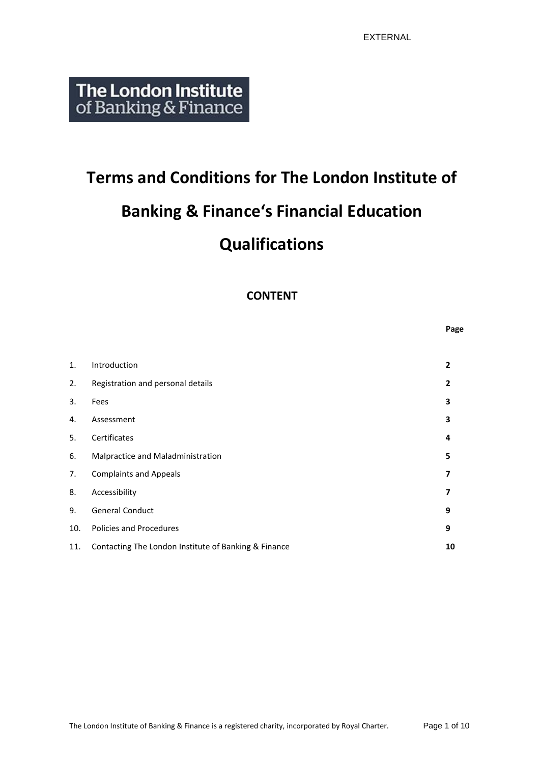EXTERNAL

The London Institute of Banking & Finance

# Terms and Conditions for The London Institute of Banking & Finance‘s Financial Education Qualifications

## CONTENT

| | | Page |
|---|---|---|
| 1. | Introduction | **2** |
| 2. | Registration and personal details | **2** |
| 3. | Fees | **3** |
| 4. | Assessment | **3** |
| 5. | Certificates | **4** |
| 6. | Malpractice and Maladministration | **5** |
| 7. | Complaints and Appeals | **7** |
| 8. | Accessibility | **7** |
| 9. | General Conduct | **9** |
| 10. | Policies and Procedures | **9** |
| 11. | Contacting The London Institute of Banking & Finance | **10** |

The London Institute of Banking & Finance is a registered charity, incorporated by Royal Charter.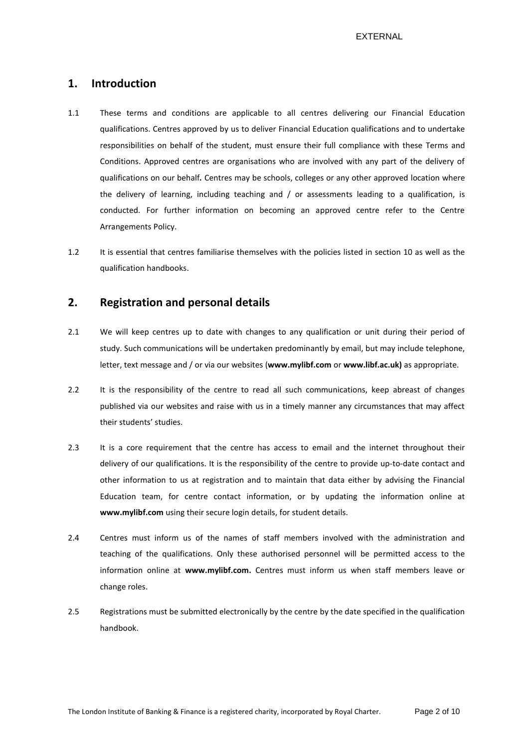## 1. Introduction

1.1 These terms and conditions are applicable to all centres delivering our Financial Education qualifications. Centres approved by us to deliver Financial Education qualifications and to undertake responsibilities on behalf of the student, must ensure their full compliance with these Terms and Conditions. Approved centres are organisations who are involved with any part of the delivery of qualifications on our behalf**.** Centres may be schools, colleges or any other approved location where the delivery of learning, including teaching and / or assessments leading to a qualification, is conducted. For further information on becoming an approved centre refer to the Centre Arrangements Policy.

1.2 It is essential that centres familiarise themselves with the policies listed in section 10 as well as the qualification handbooks.

## 2. Registration and personal details

2.1 We will keep centres up to date with changes to any qualification or unit during their period of study. Such communications will be undertaken predominantly by email, but may include telephone, letter, text message and / or via our websites (**www.mylibf.com** or **www.libf.ac.uk)** as appropriate.

2.2 It is the responsibility of the centre to read all such communications, keep abreast of changes published via our websites and raise with us in a timely manner any circumstances that may affect their students' studies.

2.3 It is a core requirement that the centre has access to email and the internet throughout their delivery of our qualifications. It is the responsibility of the centre to provide up-to-date contact and other information to us at registration and to maintain that data either by advising the Financial Education team, for centre contact information, or by updating the information online at **www.mylibf.com** using their secure login details, for student details.

2.4 Centres must inform us of the names of staff members involved with the administration and teaching of the qualifications. Only these authorised personnel will be permitted access to the information online at **www.mylibf.com.** Centres must inform us when staff members leave or change roles.

2.5 Registrations must be submitted electronically by the centre by the date specified in the qualification handbook.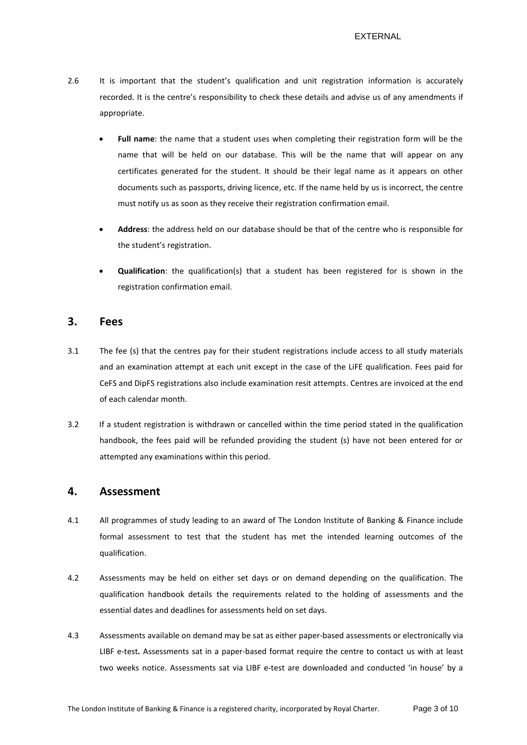2.6 It is important that the student's qualification and unit registration information is accurately recorded. It is the centre's responsibility to check these details and advise us of any amendments if appropriate.

- **Full name**: the name that a student uses when completing their registration form will be the name that will be held on our database. This will be the name that will appear on any certificates generated for the student. It should be their legal name as it appears on other documents such as passports, driving licence, etc. If the name held by us is incorrect, the centre must notify us as soon as they receive their registration confirmation email.
- **Address**: the address held on our database should be that of the centre who is responsible for the student's registration.
- **Qualification**: the qualification(s) that a student has been registered for is shown in the registration confirmation email.

## 3. Fees

3.1 The fee (s) that the centres pay for their student registrations include access to all study materials and an examination attempt at each unit except in the case of the LiFE qualification. Fees paid for CeFS and DipFS registrations also include examination resit attempts. Centres are invoiced at the end of each calendar month.

3.2 If a student registration is withdrawn or cancelled within the time period stated in the qualification handbook, the fees paid will be refunded providing the student (s) have not been entered for or attempted any examinations within this period.

## 4. Assessment

4.1 All programmes of study leading to an award of The London Institute of Banking & Finance include formal assessment to test that the student has met the intended learning outcomes of the qualification.

4.2 Assessments may be held on either set days or on demand depending on the qualification. The qualification handbook details the requirements related to the holding of assessments and the essential dates and deadlines for assessments held on set days.

4.3 Assessments available on demand may be sat as either paper-based assessments or electronically via LIBF e-test*.* Assessments sat in a paper-based format require the centre to contact us with at least two weeks notice. Assessments sat via LIBF e-test are downloaded and conducted 'in house' by a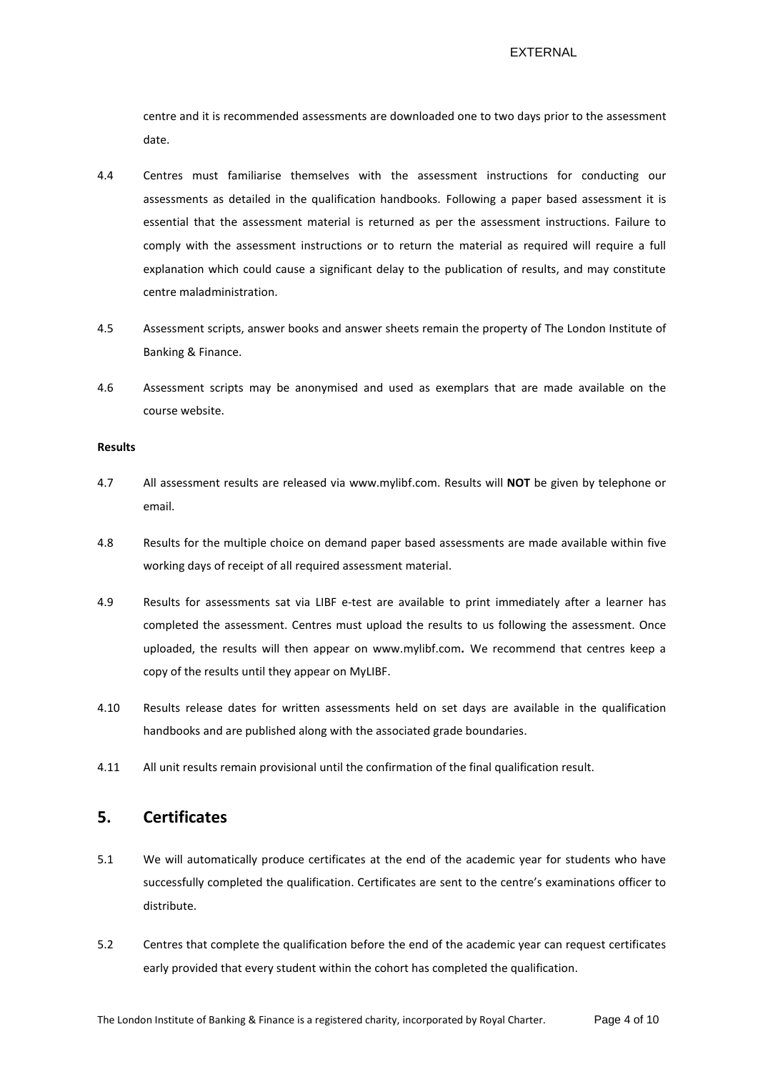centre and it is recommended assessments are downloaded one to two days prior to the assessment date.

4.4 Centres must familiarise themselves with the assessment instructions for conducting our assessments as detailed in the qualification handbooks. Following a paper based assessment it is essential that the assessment material is returned as per the assessment instructions. Failure to comply with the assessment instructions or to return the material as required will require a full explanation which could cause a significant delay to the publication of results, and may constitute centre maladministration.

4.5 Assessment scripts, answer books and answer sheets remain the property of The London Institute of Banking & Finance.

4.6 Assessment scripts may be anonymised and used as exemplars that are made available on the course website.

**Results**

4.7 All assessment results are released via www.mylibf.com. Results will **NOT** be given by telephone or email.

4.8 Results for the multiple choice on demand paper based assessments are made available within five working days of receipt of all required assessment material.

4.9 Results for assessments sat via LIBF e-test are available to print immediately after a learner has completed the assessment. Centres must upload the results to us following the assessment. Once uploaded, the results will then appear on www.mylibf.com**.** We recommend that centres keep a copy of the results until they appear on MyLIBF.

4.10 Results release dates for written assessments held on set days are available in the qualification handbooks and are published along with the associated grade boundaries.

4.11 All unit results remain provisional until the confirmation of the final qualification result.

## 5. Certificates

5.1 We will automatically produce certificates at the end of the academic year for students who have successfully completed the qualification. Certificates are sent to the centre's examinations officer to distribute.

5.2 Centres that complete the qualification before the end of the academic year can request certificates early provided that every student within the cohort has completed the qualification.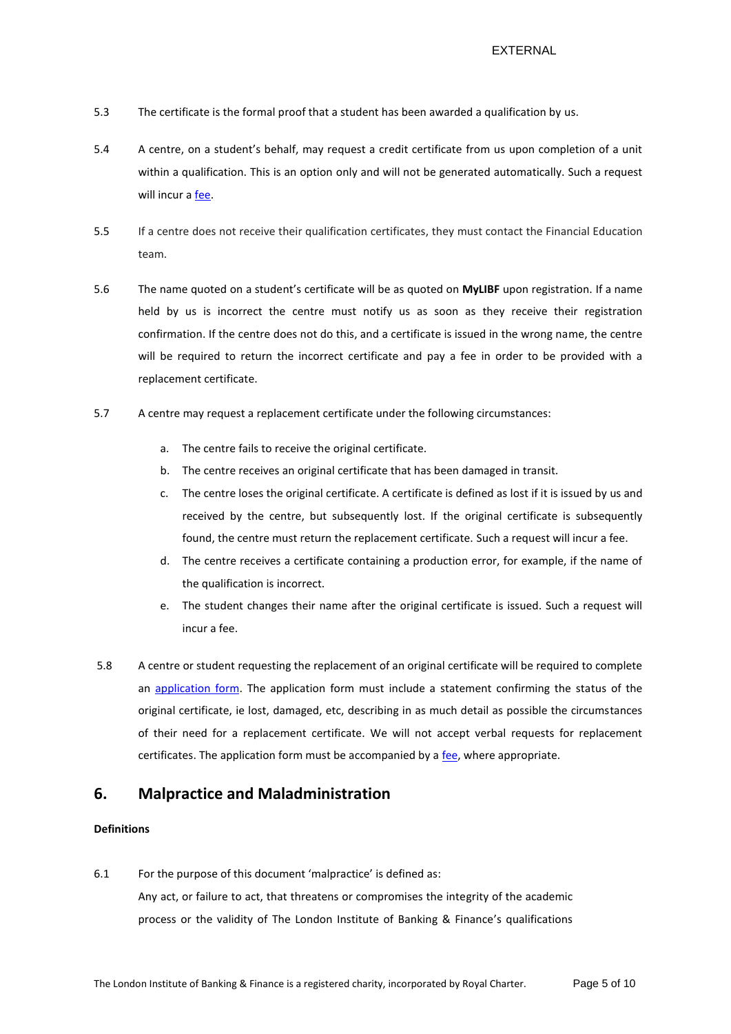5.3 The certificate is the formal proof that a student has been awarded a qualification by us.

5.4 A centre, on a student's behalf, may request a credit certificate from us upon completion of a unit within a qualification. This is an option only and will not be generated automatically. Such a request will incur a fee.

5.5 If a centre does not receive their qualification certificates, they must contact the Financial Education team.

5.6 The name quoted on a student's certificate will be as quoted on **MyLIBF** upon registration. If a name held by us is incorrect the centre must notify us as soon as they receive their registration confirmation. If the centre does not do this, and a certificate is issued in the wrong name, the centre will be required to return the incorrect certificate and pay a fee in order to be provided with a replacement certificate.

5.7 A centre may request a replacement certificate under the following circumstances:

a. The centre fails to receive the original certificate.
b. The centre receives an original certificate that has been damaged in transit.
c. The centre loses the original certificate. A certificate is defined as lost if it is issued by us and received by the centre, but subsequently lost. If the original certificate is subsequently found, the centre must return the replacement certificate. Such a request will incur a fee.
d. The centre receives a certificate containing a production error, for example, if the name of the qualification is incorrect.
e. The student changes their name after the original certificate is issued. Such a request will incur a fee.

5.8 A centre or student requesting the replacement of an original certificate will be required to complete an application form. The application form must include a statement confirming the status of the original certificate, ie lost, damaged, etc, describing in as much detail as possible the circumstances of their need for a replacement certificate. We will not accept verbal requests for replacement certificates. The application form must be accompanied by a fee, where appropriate.

## 6. Malpractice and Maladministration

**Definitions**

6.1 For the purpose of this document 'malpractice' is defined as:
Any act, or failure to act, that threatens or compromises the integrity of the academic process or the validity of The London Institute of Banking & Finance's qualifications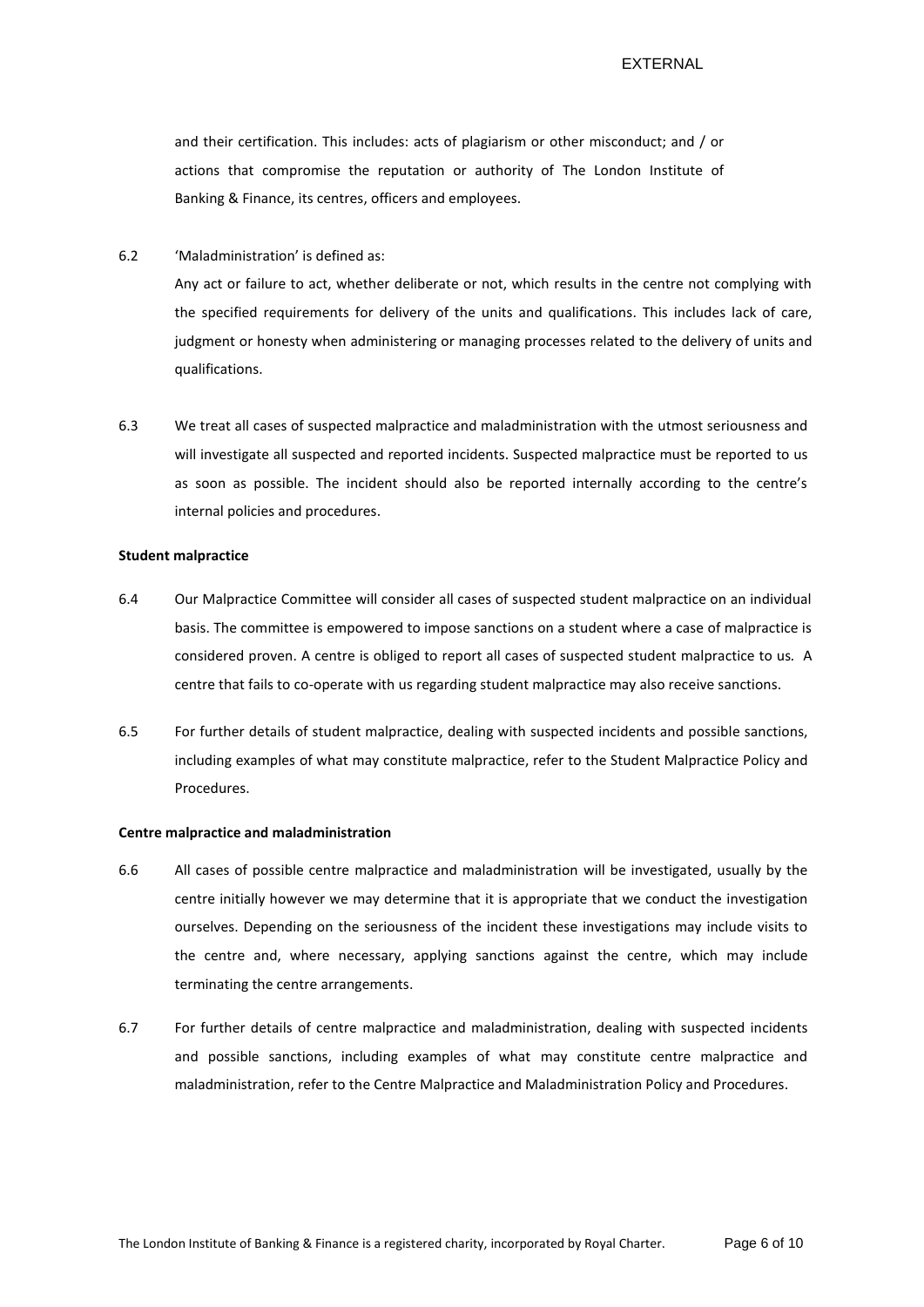and their certification. This includes: acts of plagiarism or other misconduct; and / or actions that compromise the reputation or authority of The London Institute of Banking & Finance, its centres, officers and employees.

6.2 'Maladministration' is defined as:

Any act or failure to act, whether deliberate or not, which results in the centre not complying with the specified requirements for delivery of the units and qualifications. This includes lack of care, judgment or honesty when administering or managing processes related to the delivery of units and qualifications.

6.3 We treat all cases of suspected malpractice and maladministration with the utmost seriousness and will investigate all suspected and reported incidents. Suspected malpractice must be reported to us as soon as possible. The incident should also be reported internally according to the centre's internal policies and procedures.

**Student malpractice**

6.4 Our Malpractice Committee will consider all cases of suspected student malpractice on an individual basis. The committee is empowered to impose sanctions on a student where a case of malpractice is considered proven. A centre is obliged to report all cases of suspected student malpractice to us. A centre that fails to co-operate with us regarding student malpractice may also receive sanctions.

6.5 For further details of student malpractice, dealing with suspected incidents and possible sanctions, including examples of what may constitute malpractice, refer to the Student Malpractice Policy and Procedures.

**Centre malpractice and maladministration**

6.6 All cases of possible centre malpractice and maladministration will be investigated, usually by the centre initially however we may determine that it is appropriate that we conduct the investigation ourselves. Depending on the seriousness of the incident these investigations may include visits to the centre and, where necessary, applying sanctions against the centre, which may include terminating the centre arrangements.

6.7 For further details of centre malpractice and maladministration, dealing with suspected incidents and possible sanctions, including examples of what may constitute centre malpractice and maladministration, refer to the Centre Malpractice and Maladministration Policy and Procedures.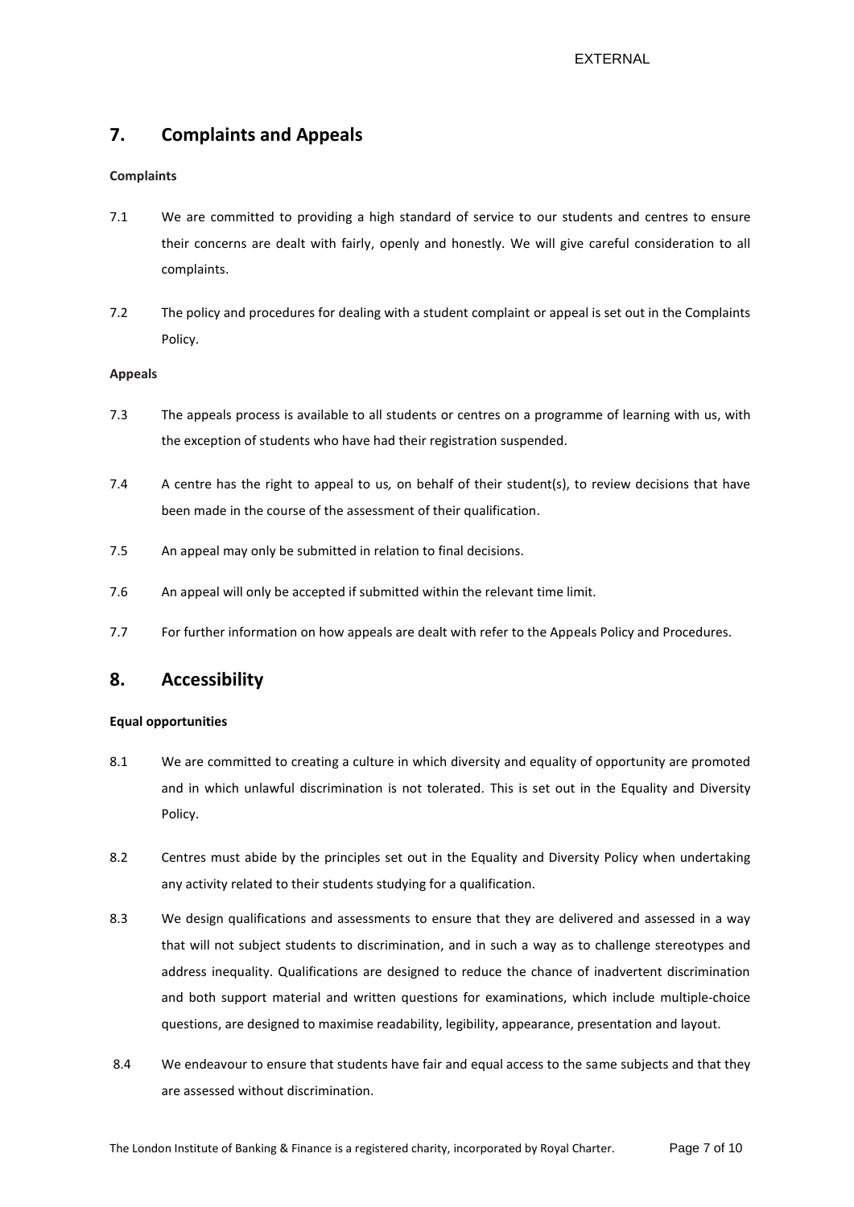## 7. Complaints and Appeals

**Complaints**

7.1 We are committed to providing a high standard of service to our students and centres to ensure their concerns are dealt with fairly, openly and honestly. We will give careful consideration to all complaints.

7.2 The policy and procedures for dealing with a student complaint or appeal is set out in the Complaints Policy.

**Appeals**

7.3 The appeals process is available to all students or centres on a programme of learning with us, with the exception of students who have had their registration suspended.

7.4 A centre has the right to appeal to us, on behalf of their student(s), to review decisions that have been made in the course of the assessment of their qualification.

7.5 An appeal may only be submitted in relation to final decisions.

7.6 An appeal will only be accepted if submitted within the relevant time limit.

7.7 For further information on how appeals are dealt with refer to the Appeals Policy and Procedures.

## 8. Accessibility

**Equal opportunities**

8.1 We are committed to creating a culture in which diversity and equality of opportunity are promoted and in which unlawful discrimination is not tolerated. This is set out in the Equality and Diversity Policy.

8.2 Centres must abide by the principles set out in the Equality and Diversity Policy when undertaking any activity related to their students studying for a qualification.

8.3 We design qualifications and assessments to ensure that they are delivered and assessed in a way that will not subject students to discrimination, and in such a way as to challenge stereotypes and address inequality. Qualifications are designed to reduce the chance of inadvertent discrimination and both support material and written questions for examinations, which include multiple-choice questions, are designed to maximise readability, legibility, appearance, presentation and layout.

8.4 We endeavour to ensure that students have fair and equal access to the same subjects and that they are assessed without discrimination.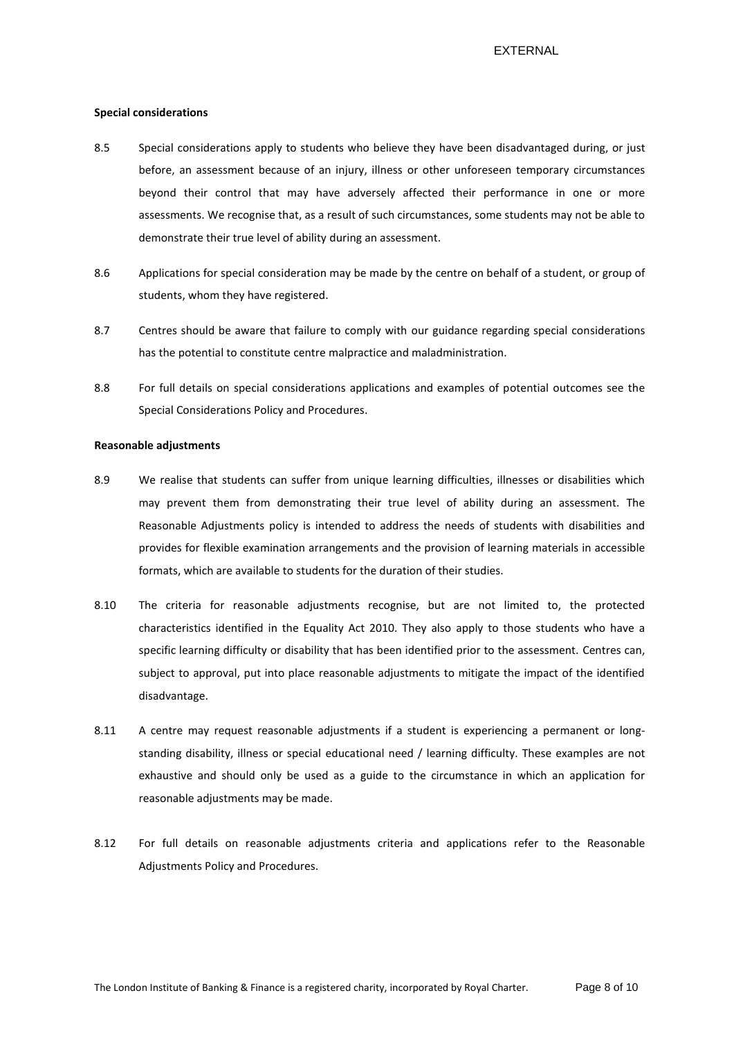**Special considerations**

8.5 Special considerations apply to students who believe they have been disadvantaged during, or just before, an assessment because of an injury, illness or other unforeseen temporary circumstances beyond their control that may have adversely affected their performance in one or more assessments. We recognise that, as a result of such circumstances, some students may not be able to demonstrate their true level of ability during an assessment.

8.6 Applications for special consideration may be made by the centre on behalf of a student, or group of students, whom they have registered.

8.7 Centres should be aware that failure to comply with our guidance regarding special considerations has the potential to constitute centre malpractice and maladministration.

8.8 For full details on special considerations applications and examples of potential outcomes see the Special Considerations Policy and Procedures.

**Reasonable adjustments**

8.9 We realise that students can suffer from unique learning difficulties, illnesses or disabilities which may prevent them from demonstrating their true level of ability during an assessment. The Reasonable Adjustments policy is intended to address the needs of students with disabilities and provides for flexible examination arrangements and the provision of learning materials in accessible formats, which are available to students for the duration of their studies.

8.10 The criteria for reasonable adjustments recognise, but are not limited to, the protected characteristics identified in the Equality Act 2010. They also apply to those students who have a specific learning difficulty or disability that has been identified prior to the assessment. Centres can, subject to approval, put into place reasonable adjustments to mitigate the impact of the identified disadvantage.

8.11 A centre may request reasonable adjustments if a student is experiencing a permanent or long-standing disability, illness or special educational need / learning difficulty. These examples are not exhaustive and should only be used as a guide to the circumstance in which an application for reasonable adjustments may be made.

8.12 For full details on reasonable adjustments criteria and applications refer to the Reasonable Adjustments Policy and Procedures.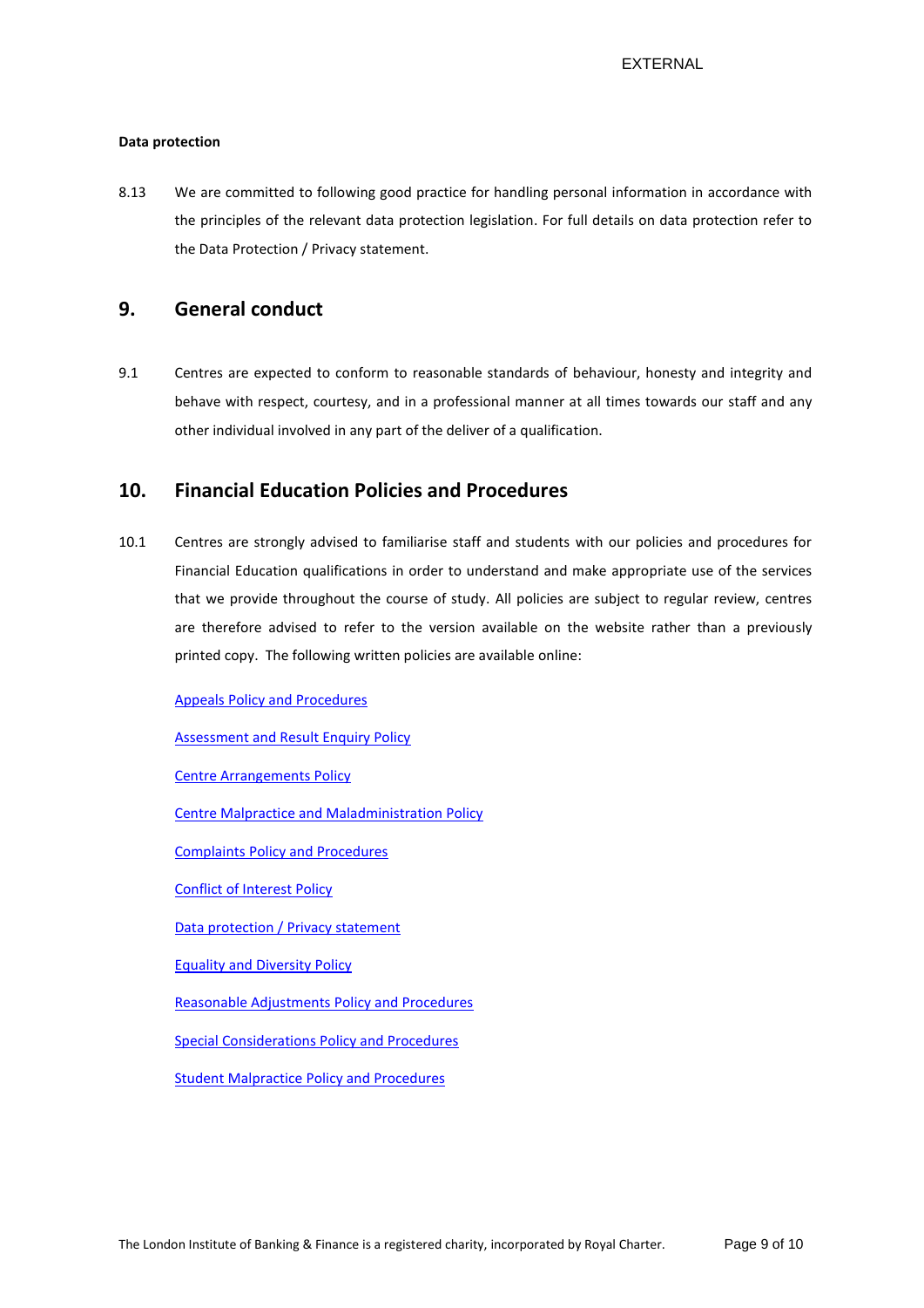**Data protection**

8.13 We are committed to following good practice for handling personal information in accordance with the principles of the relevant data protection legislation. For full details on data protection refer to the Data Protection / Privacy statement.

## 9. General conduct

9.1 Centres are expected to conform to reasonable standards of behaviour, honesty and integrity and behave with respect, courtesy, and in a professional manner at all times towards our staff and any other individual involved in any part of the deliver of a qualification.

## 10. Financial Education Policies and Procedures

10.1 Centres are strongly advised to familiarise staff and students with our policies and procedures for Financial Education qualifications in order to understand and make appropriate use of the services that we provide throughout the course of study. All policies are subject to regular review, centres are therefore advised to refer to the version available on the website rather than a previously printed copy. The following written policies are available online:

Appeals Policy and Procedures

Assessment and Result Enquiry Policy

Centre Arrangements Policy

Centre Malpractice and Maladministration Policy

Complaints Policy and Procedures

Conflict of Interest Policy

Data protection / Privacy statement

Equality and Diversity Policy

Reasonable Adjustments Policy and Procedures

Special Considerations Policy and Procedures

Student Malpractice Policy and Procedures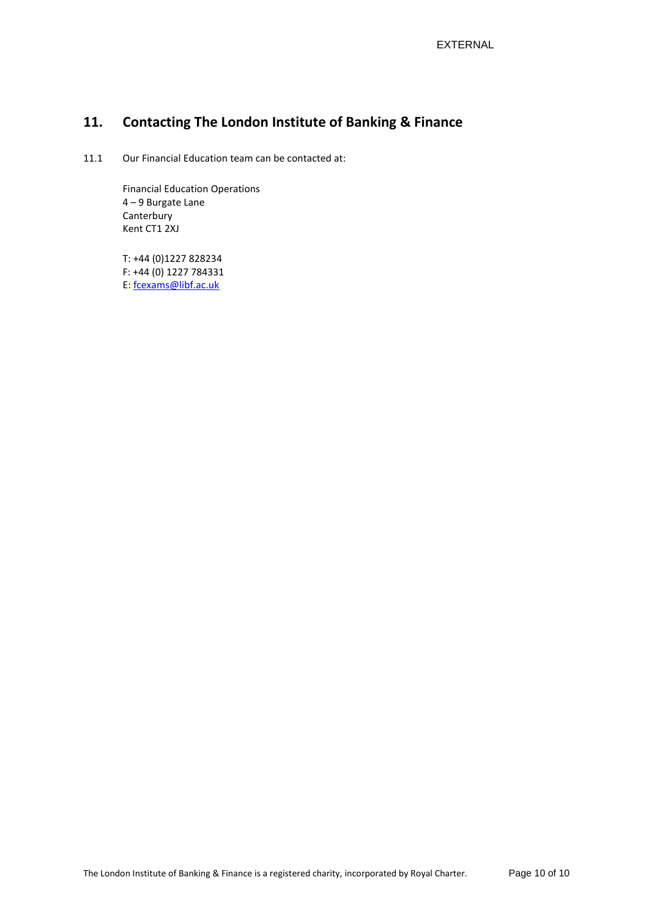## 11. Contacting The London Institute of Banking & Finance

11.1 Our Financial Education team can be contacted at:

Financial Education Operations
4 – 9 Burgate Lane
Canterbury
Kent CT1 2XJ

T: +44 (0)1227 828234
F: +44 (0) 1227 784331
E: fcexams@libf.ac.uk